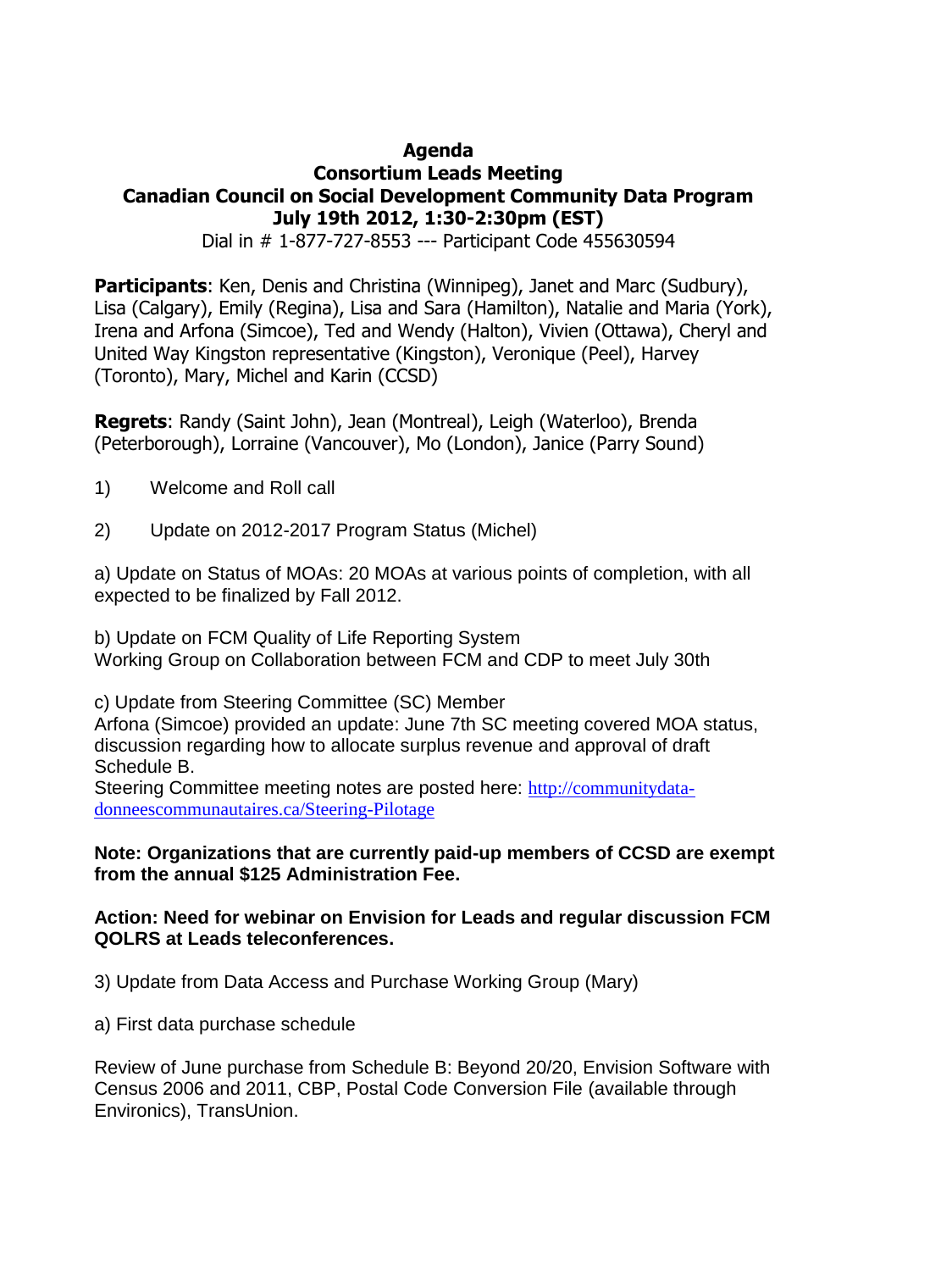# Agenda
## Consortium Leads Meeting
## Canadian Council on Social Development Community Data Program
## July 19th 2012, 1:30-2:30pm (EST)

Dial in # 1-877-727-8553 --- Participant Code 455630594

**Participants**: Ken, Denis and Christina (Winnipeg), Janet and Marc (Sudbury), Lisa (Calgary), Emily (Regina), Lisa and Sara (Hamilton), Natalie and Maria (York), Irena and Arfona (Simcoe), Ted and Wendy (Halton), Vivien (Ottawa), Cheryl and United Way Kingston representative (Kingston), Veronique (Peel), Harvey (Toronto), Mary, Michel and Karin (CCSD)

**Regrets**: Randy (Saint John), Jean (Montreal), Leigh (Waterloo), Brenda (Peterborough), Lorraine (Vancouver), Mo (London), Janice (Parry Sound)

1) Welcome and Roll call

2) Update on 2012-2017 Program Status (Michel)

a) Update on Status of MOAs: 20 MOAs at various points of completion, with all expected to be finalized by Fall 2012.

b) Update on FCM Quality of Life Reporting System
Working Group on Collaboration between FCM and CDP to meet July 30th

c) Update from Steering Committee (SC) Member
Arfona (Simcoe) provided an update: June 7th SC meeting covered MOA status, discussion regarding how to allocate surplus revenue and approval of draft Schedule B.
Steering Committee meeting notes are posted here: http://communitydata-donneescommunautaires.ca/Steering-Pilotage

**Note: Organizations that are currently paid-up members of CCSD are exempt from the annual $125 Administration Fee.**

**Action: Need for webinar on Envision for Leads and regular discussion FCM QOLRS at Leads teleconferences.**

3) Update from Data Access and Purchase Working Group (Mary)

a) First data purchase schedule

Review of June purchase from Schedule B: Beyond 20/20, Envision Software with Census 2006 and 2011, CBP, Postal Code Conversion File (available through Environics), TransUnion.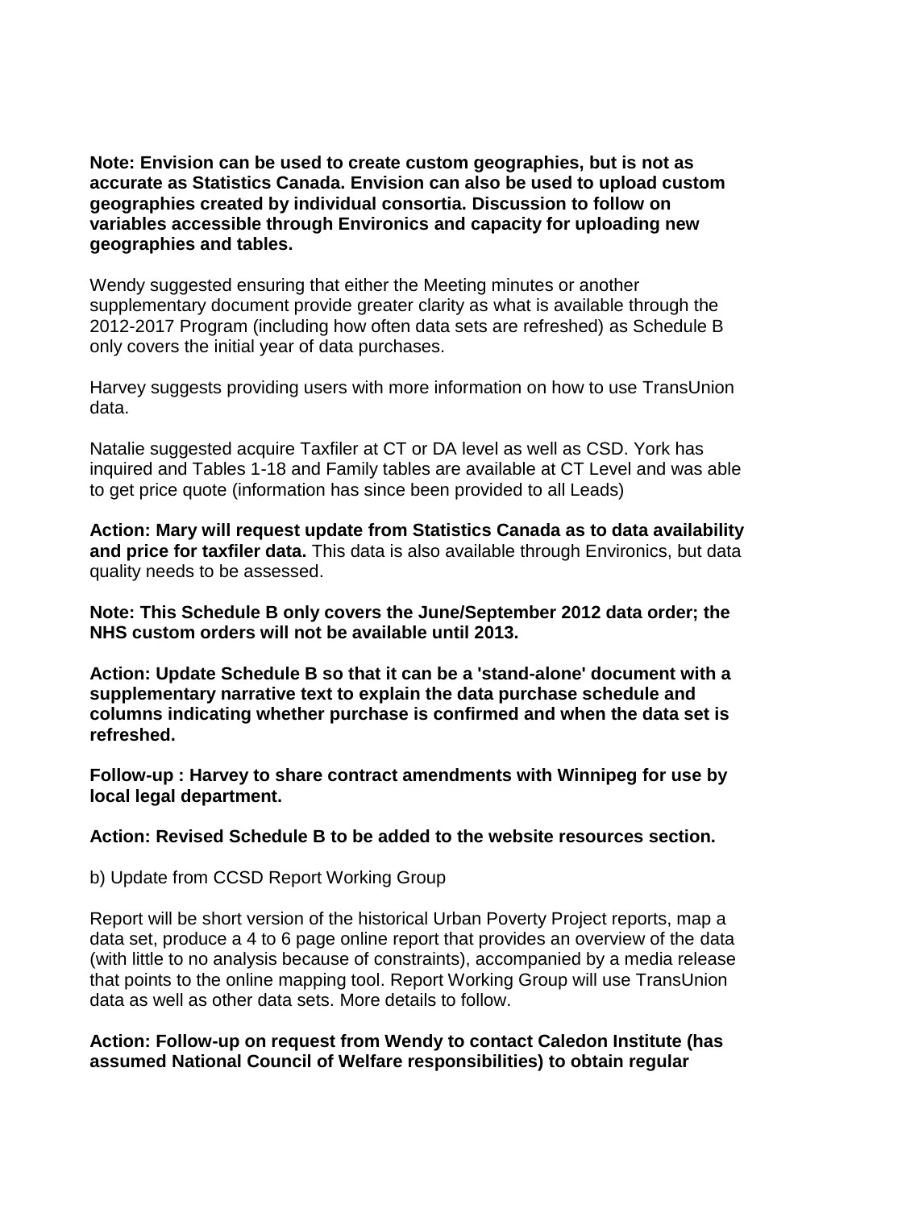**Note: Envision can be used to create custom geographies, but is not as accurate as Statistics Canada. Envision can also be used to upload custom geographies created by individual consortia. Discussion to follow on variables accessible through Environics and capacity for uploading new geographies and tables.**

Wendy suggested ensuring that either the Meeting minutes or another supplementary document provide greater clarity as what is available through the 2012-2017 Program (including how often data sets are refreshed) as Schedule B only covers the initial year of data purchases.

Harvey suggests providing users with more information on how to use TransUnion data.

Natalie suggested acquire Taxfiler at CT or DA level as well as CSD. York has inquired and Tables 1-18 and Family tables are available at CT Level and was able to get price quote (information has since been provided to all Leads)

**Action: Mary will request update from Statistics Canada as to data availability and price for taxfiler data.** This data is also available through Environics, but data quality needs to be assessed.

**Note: This Schedule B only covers the June/September 2012 data order; the NHS custom orders will not be available until 2013.**

**Action: Update Schedule B so that it can be a 'stand-alone' document with a supplementary narrative text to explain the data purchase schedule and columns indicating whether purchase is confirmed and when the data set is refreshed.**

**Follow-up : Harvey to share contract amendments with Winnipeg for use by local legal department.**

**Action: Revised Schedule B to be added to the website resources section.**

b) Update from CCSD Report Working Group

Report will be short version of the historical Urban Poverty Project reports, map a data set, produce a 4 to 6 page online report that provides an overview of the data (with little to no analysis because of constraints), accompanied by a media release that points to the online mapping tool. Report Working Group will use TransUnion data as well as other data sets. More details to follow.

**Action: Follow-up on request from Wendy to contact Caledon Institute (has assumed National Council of Welfare responsibilities) to obtain regular**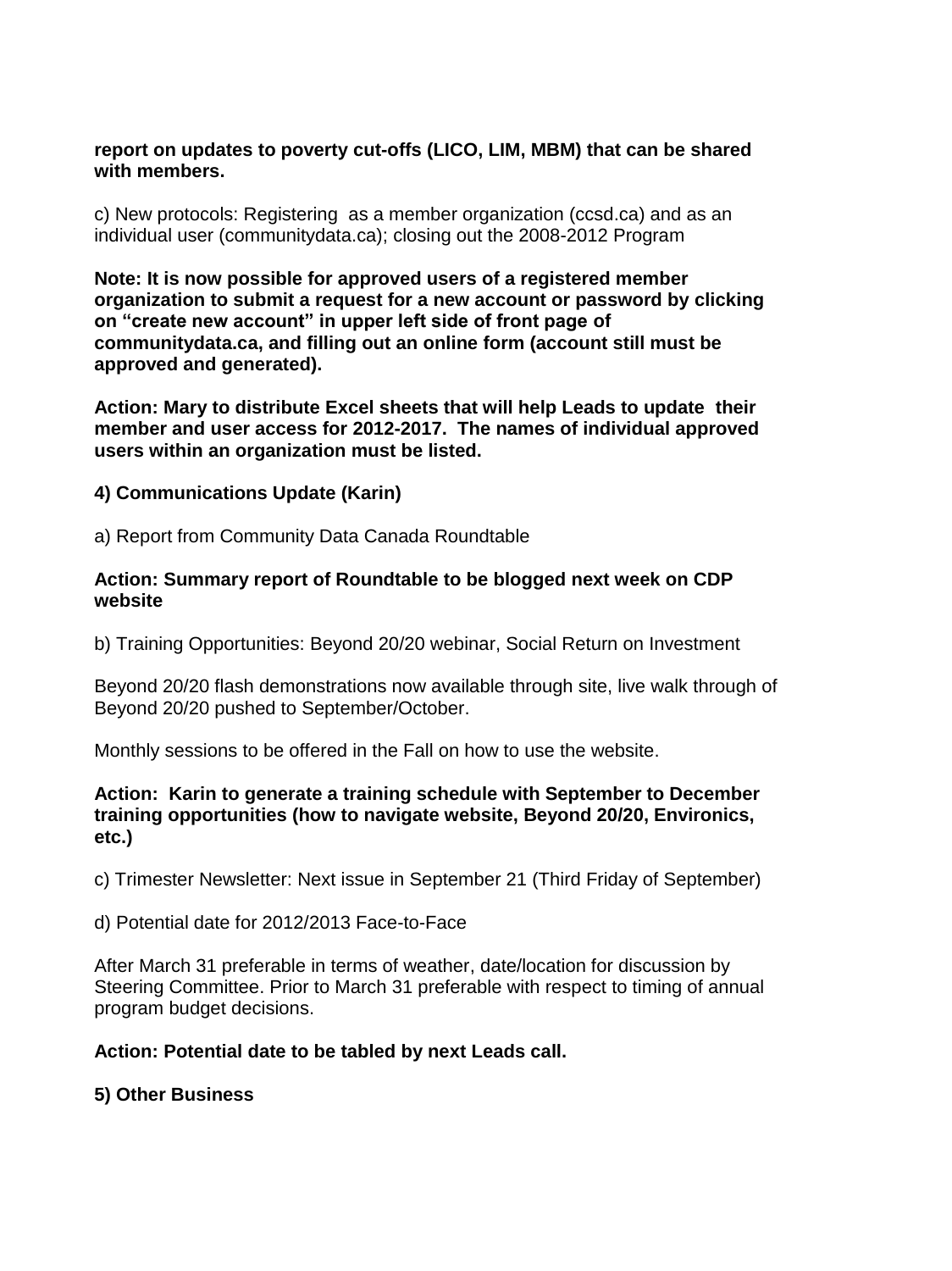**report on updates to poverty cut-offs (LICO, LIM, MBM) that can be shared with members.**

c) New protocols: Registering as a member organization (ccsd.ca) and as an individual user (communitydata.ca); closing out the 2008-2012 Program

**Note: It is now possible for approved users of a registered member organization to submit a request for a new account or password by clicking on "create new account" in upper left side of front page of communitydata.ca, and filling out an online form (account still must be approved and generated).**

**Action: Mary to distribute Excel sheets that will help Leads to update their member and user access for 2012-2017. The names of individual approved users within an organization must be listed.**

**4) Communications Update (Karin)**

a) Report from Community Data Canada Roundtable

**Action: Summary report of Roundtable to be blogged next week on CDP website**

b) Training Opportunities: Beyond 20/20 webinar, Social Return on Investment

Beyond 20/20 flash demonstrations now available through site, live walk through of Beyond 20/20 pushed to September/October.

Monthly sessions to be offered in the Fall on how to use the website.

**Action: Karin to generate a training schedule with September to December training opportunities (how to navigate website, Beyond 20/20, Environics, etc.)**

c) Trimester Newsletter: Next issue in September 21 (Third Friday of September)

d) Potential date for 2012/2013 Face-to-Face

After March 31 preferable in terms of weather, date/location for discussion by Steering Committee. Prior to March 31 preferable with respect to timing of annual program budget decisions.

**Action: Potential date to be tabled by next Leads call.**

**5) Other Business**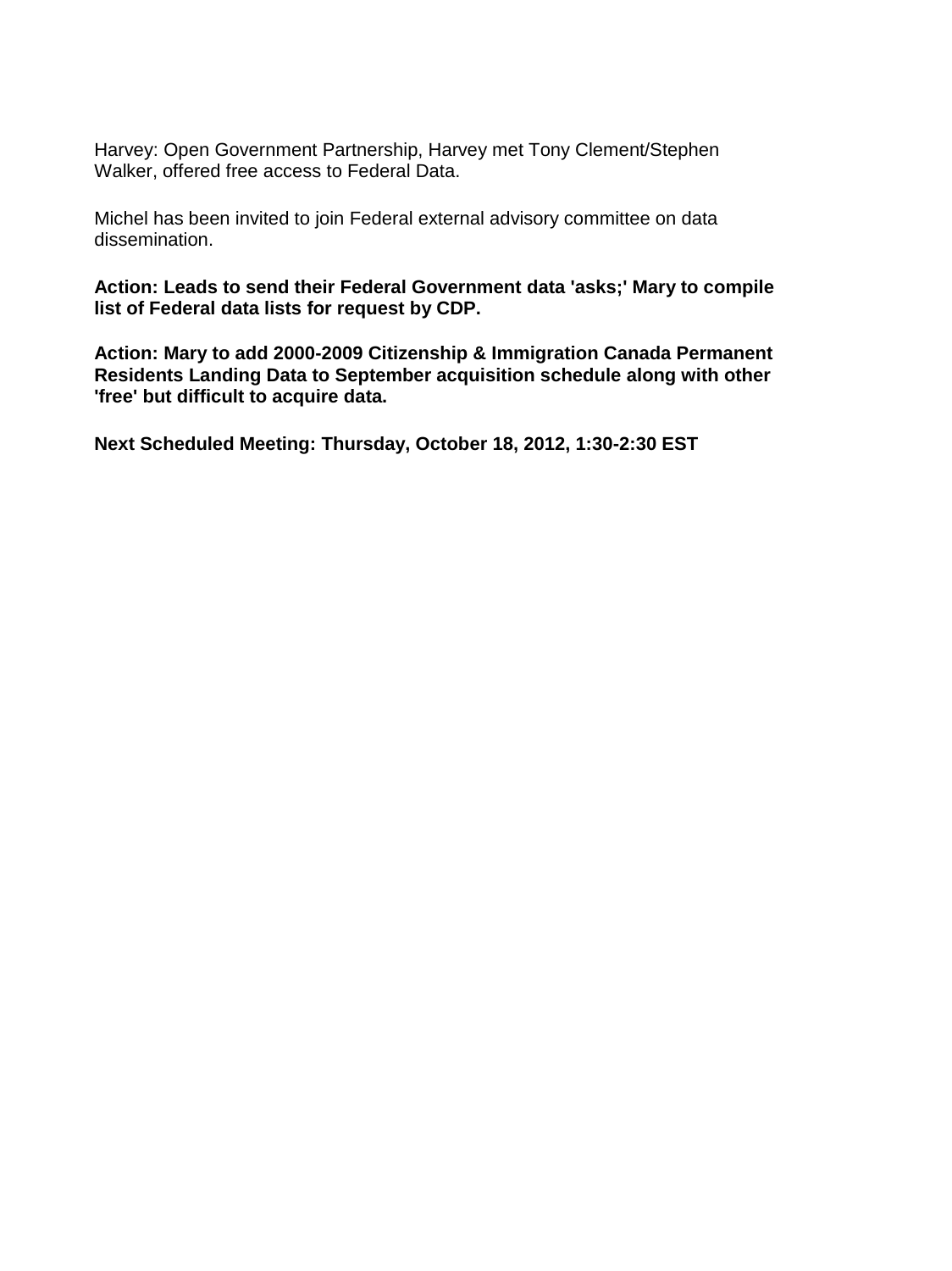Harvey: Open Government Partnership, Harvey met Tony Clement/Stephen Walker, offered free access to Federal Data.

Michel has been invited to join Federal external advisory committee on data dissemination.

**Action: Leads to send their Federal Government data 'asks;' Mary to compile list of Federal data lists for request by CDP.**

**Action: Mary to add 2000-2009 Citizenship & Immigration Canada Permanent Residents Landing Data to September acquisition schedule along with other 'free' but difficult to acquire data.**

**Next Scheduled Meeting: Thursday, October 18, 2012, 1:30-2:30 EST**